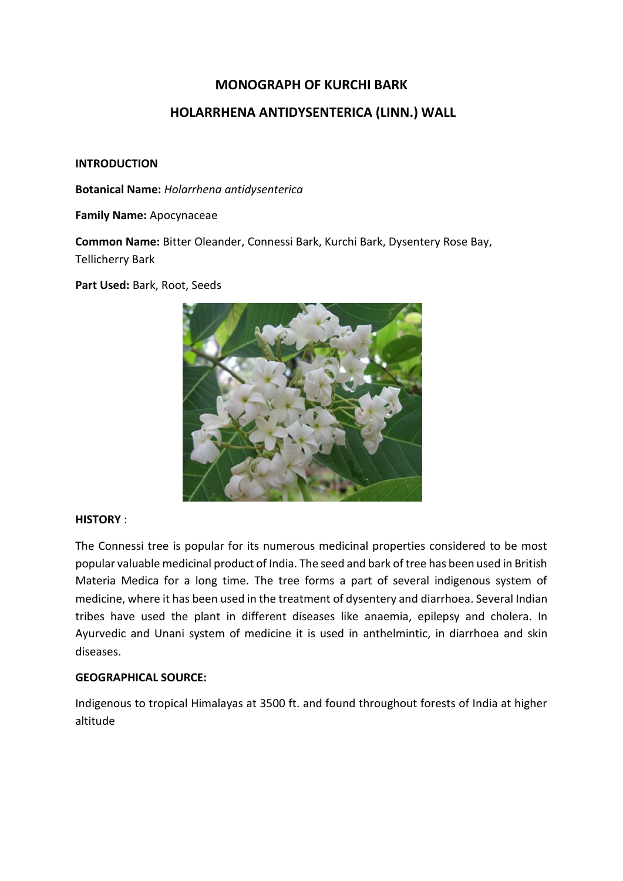# MONOGRAPH OF KURCHI BARK

## HOLARRHENA ANTIDYSENTERICA (LINN.) WALL

**INTRODUCTION**

**Botanical Name:** *Holarrhena antidysenterica*

**Family Name:** Apocynaceae

**Common Name:** Bitter Oleander, Connessi Bark, Kurchi Bark, Dysentery Rose Bay, Tellicherry Bark

**Part Used:** Bark, Root, Seeds

**HISTORY** :

The Connessi tree is popular for its numerous medicinal properties considered to be most popular valuable medicinal product of India. The seed and bark of tree has been used in British Materia Medica for a long time. The tree forms a part of several indigenous system of medicine, where it has been used in the treatment of dysentery and diarrhoea. Several Indian tribes have used the plant in different diseases like anaemia, epilepsy and cholera. In Ayurvedic and Unani system of medicine it is used in anthelmintic, in diarrhoea and skin diseases.

**GEOGRAPHICAL SOURCE:**

Indigenous to tropical Himalayas at 3500 ft. and found throughout forests of India at higher altitude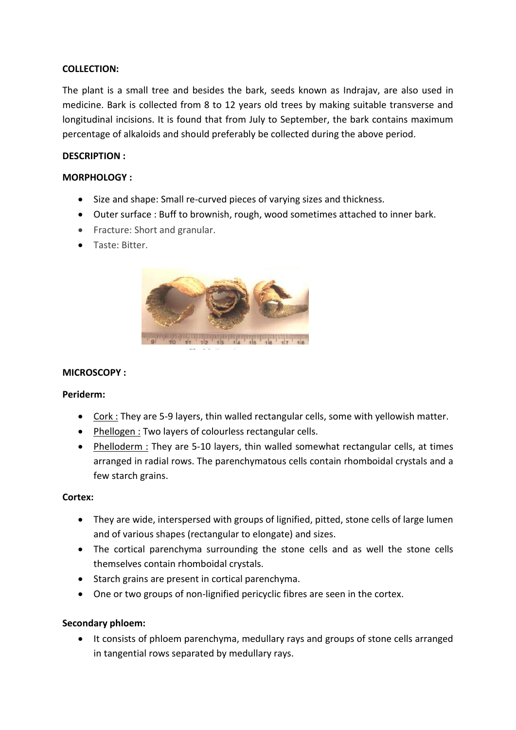**COLLECTION:**

The plant is a small tree and besides the bark, seeds known as Indrajav, are also used in medicine. Bark is collected from 8 to 12 years old trees by making suitable transverse and longitudinal incisions. It is found that from July to September, the bark contains maximum percentage of alkaloids and should preferably be collected during the above period.

**DESCRIPTION :**

**MORPHOLOGY :**

- Size and shape: Small re-curved pieces of varying sizes and thickness.
- Outer surface : Buff to brownish, rough, wood sometimes attached to inner bark.
- Fracture: Short and granular.
- Taste: Bitter.

**MICROSCOPY :**

**Periderm:**

- Cork : They are 5-9 layers, thin walled rectangular cells, some with yellowish matter.
- Phellogen : Two layers of colourless rectangular cells.
- Phelloderm : They are 5-10 layers, thin walled somewhat rectangular cells, at times arranged in radial rows. The parenchymatous cells contain rhomboidal crystals and a few starch grains.

**Cortex:**

- They are wide, interspersed with groups of lignified, pitted, stone cells of large lumen and of various shapes (rectangular to elongate) and sizes.
- The cortical parenchyma surrounding the stone cells and as well the stone cells themselves contain rhomboidal crystals.
- Starch grains are present in cortical parenchyma.
- One or two groups of non-lignified pericyclic fibres are seen in the cortex.

**Secondary phloem:**

- It consists of phloem parenchyma, medullary rays and groups of stone cells arranged in tangential rows separated by medullary rays.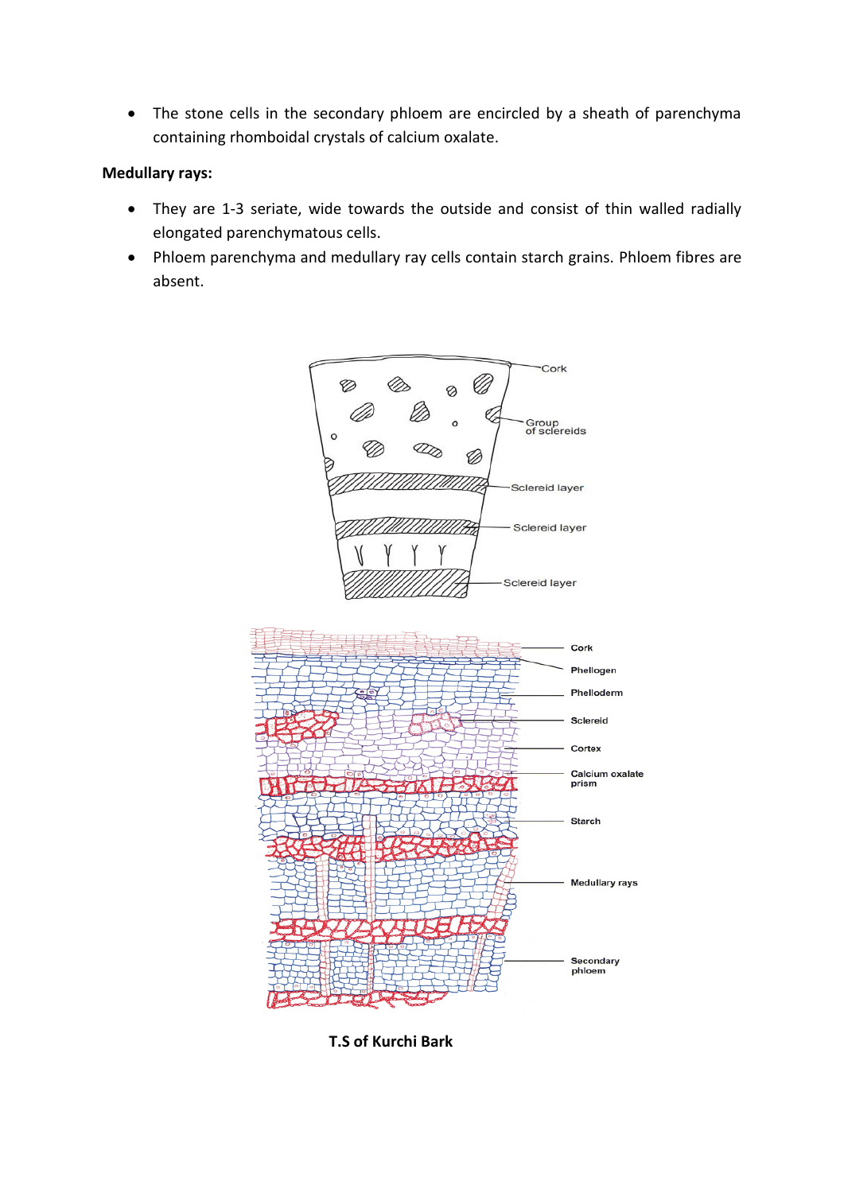- The stone cells in the secondary phloem are encircled by a sheath of parenchyma containing rhomboidal crystals of calcium oxalate.

**Medullary rays:**

- They are 1-3 seriate, wide towards the outside and consist of thin walled radially elongated parenchymatous cells.
- Phloem parenchyma and medullary ray cells contain starch grains. Phloem fibres are absent.

**T.S of Kurchi Bark**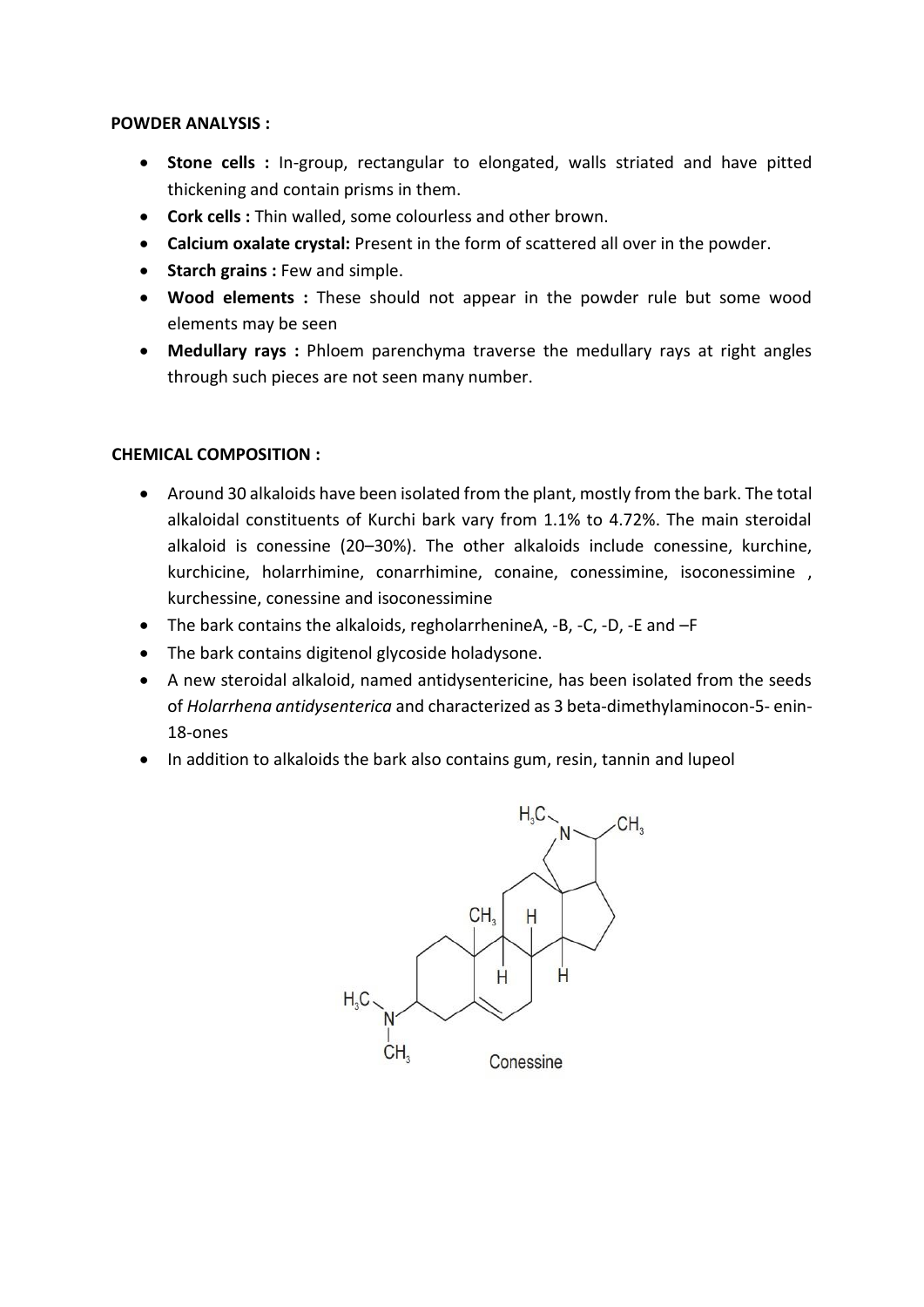**POWDER ANALYSIS :**

- **Stone cells :** In-group, rectangular to elongated, walls striated and have pitted thickening and contain prisms in them.
- **Cork cells :** Thin walled, some colourless and other brown.
- **Calcium oxalate crystal:** Present in the form of scattered all over in the powder.
- **Starch grains :** Few and simple.
- **Wood elements :** These should not appear in the powder rule but some wood elements may be seen
- **Medullary rays :** Phloem parenchyma traverse the medullary rays at right angles through such pieces are not seen many number.

**CHEMICAL COMPOSITION :**

- Around 30 alkaloids have been isolated from the plant, mostly from the bark. The total alkaloidal constituents of Kurchi bark vary from 1.1% to 4.72%. The main steroidal alkaloid is conessine (20–30%). The other alkaloids include conessine, kurchine, kurchicine, holarrhimine, conarrhimine, conaine, conessimine, isoconessimine , kurchessine, conessine and isoconessimine
- The bark contains the alkaloids, regholarrheninеA, -B, -C, -D, -E and –F
- The bark contains digitenol glycoside holadysone.
- A new steroidal alkaloid, named antidysentericine, has been isolated from the seeds of *Holarrhena antidysenterica* and characterized as 3 beta-dimethylaminocon-5- enin-18-ones
- In addition to alkaloids the bark also contains gum, resin, tannin and lupeol

Conessine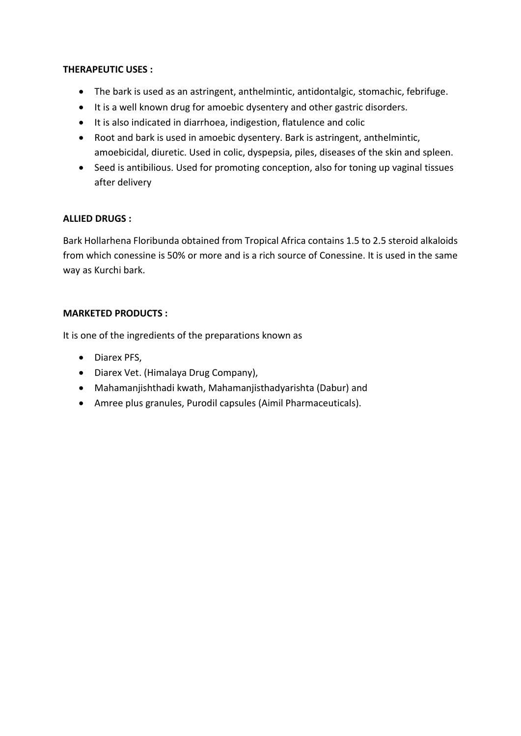**THERAPEUTIC USES :**

- The bark is used as an astringent, anthelmintic, antidontalgic, stomachic, febrifuge.
- It is a well known drug for amoebic dysentery and other gastric disorders.
- It is also indicated in diarrhoea, indigestion, flatulence and colic
- Root and bark is used in amoebic dysentery. Bark is astringent, anthelmintic, amoebicidal, diuretic. Used in colic, dyspepsia, piles, diseases of the skin and spleen.
- Seed is antibilious. Used for promoting conception, also for toning up vaginal tissues after delivery

**ALLIED DRUGS :**

Bark Hollarhena Floribunda obtained from Tropical Africa contains 1.5 to 2.5 steroid alkaloids from which conessine is 50% or more and is a rich source of Conessine. It is used in the same way as Kurchi bark.

**MARKETED PRODUCTS :**

It is one of the ingredients of the preparations known as

- Diarex PFS,
- Diarex Vet. (Himalaya Drug Company),
- Mahamanjishthadi kwath, Mahamanjisthadyarishta (Dabur) and
- Amree plus granules, Purodil capsules (Aimil Pharmaceuticals).